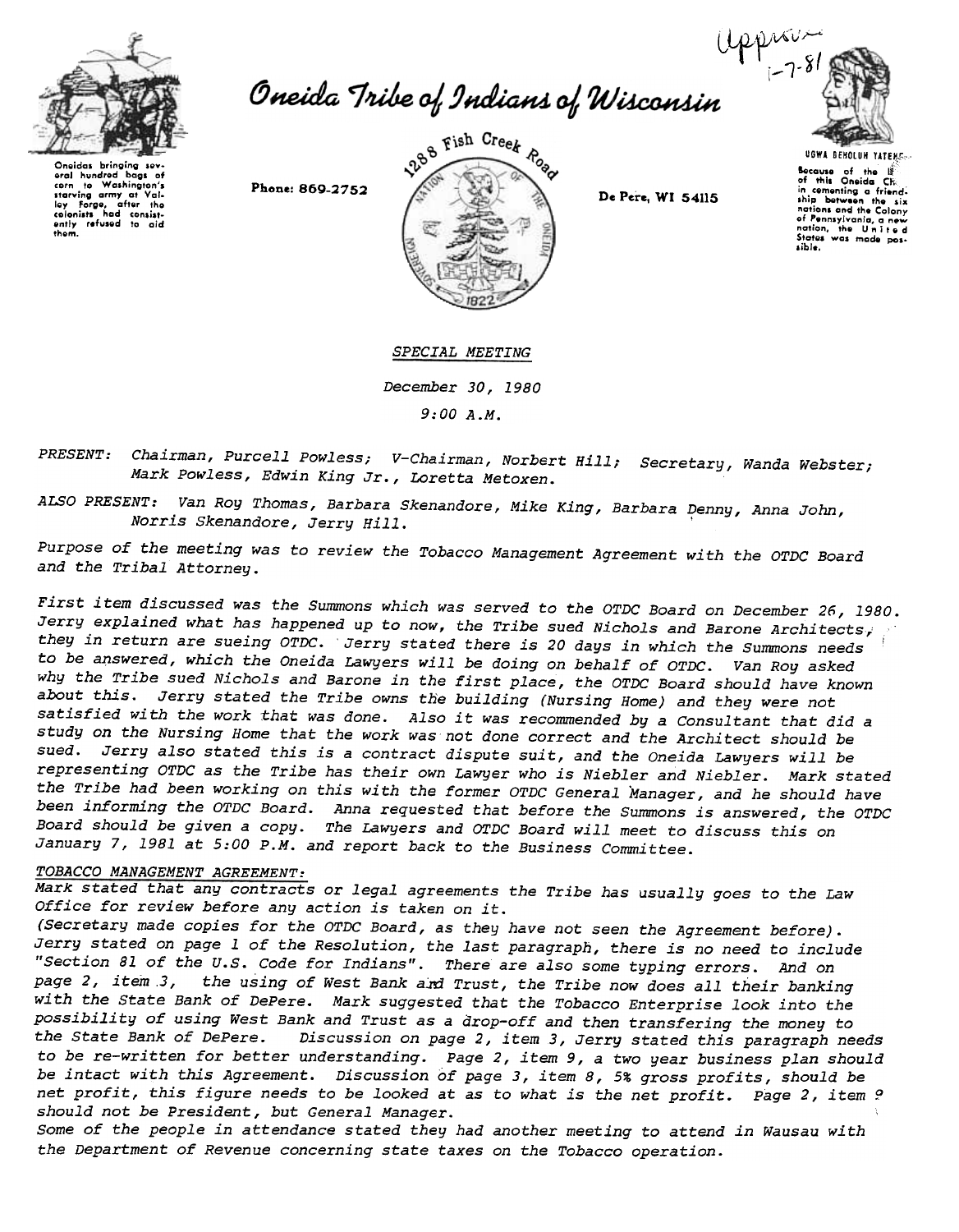Approved 1-7-81

# Oneida Tribe of Indians of Wisconsin

Oneidas bringing several hundred bags of corn to Washington's starving army at Valley Forge, after the colonists had consistently refused to aid them.

Phone: 869-2752

1288 Fish Creek Road

De Pere, WI 54115

UGWA DEHOLUH YATEHE

Because of the help of this Oneida Chief in cementing a friendship between the six nations and the Colony of Pennsylvania, a new nation, the United States was made possible.

## SPECIAL MEETING

*December 30, 1980*

*9:00 A.M.*

*PRESENT:* *Chairman, Purcell Powless; V-Chairman, Norbert Hill; Secretary, Wanda Webster; Mark Powless, Edwin King Jr., Loretta Metoxen.*

*ALSO PRESENT:* *Van Roy Thomas, Barbara Skenandore, Mike King, Barbara Denny, Anna John, Norris Skenandore, Jerry Hill.*

*Purpose of the meeting was to review the Tobacco Management Agreement with the OTDC Board and the Tribal Attorney.*

*First item discussed was the Summons which was served to the OTDC Board on December 26, 1980. Jerry explained what has happened up to now, the Tribe sued Nichols and Barone Architects, they in return are sueing OTDC. Jerry stated there is 20 days in which the Summons needs to be answered, which the Oneida Lawyers will be doing on behalf of OTDC. Van Roy asked why the Tribe sued Nichols and Barone in the first place, the OTDC Board should have known about this. Jerry stated the Tribe owns the building (Nursing Home) and they were not satisfied with the work that was done. Also it was recommended by a Consultant that did a study on the Nursing Home that the work was not done correct and the Architect should be sued. Jerry also stated this is a contract dispute suit, and the Oneida Lawyers will be representing OTDC as the Tribe has their own Lawyer who is Niebler and Niebler. Mark stated the Tribe had been working on this with the former OTDC General Manager, and he should have been informing the OTDC Board. Anna requested that before the Summons is answered, the OTDC Board should be given a copy. The Lawyers and OTDC Board will meet to discuss this on January 7, 1981 at 5:00 P.M. and report back to the Business Committee.*

### TOBACCO MANAGEMENT AGREEMENT:

*Mark stated that any contracts or legal agreements the Tribe has usually goes to the Law Office for review before any action is taken on it.*

*(Secretary made copies for the OTDC Board, as they have not seen the Agreement before). Jerry stated on page 1 of the Resolution, the last paragraph, there is no need to include "Section 81 of the U.S. Code for Indians". There are also some typing errors. And on page 2, item 3, the using of West Bank and Trust, the Tribe now does all their banking with the State Bank of DePere. Mark suggested that the Tobacco Enterprise look into the possibility of using West Bank and Trust as a drop-off and then transfering the money to the State Bank of DePere. Discussion on page 2, item 3, Jerry stated this paragraph needs to be re-written for better understanding. Page 2, item 9, a two year business plan should be intact with this Agreement. Discussion of page 3, item 8, 5% gross profits, should be net profit, this figure needs to be looked at as to what is the net profit. Page 2, item 9 should not be President, but General Manager.*

*Some of the people in attendance stated they had another meeting to attend in Wausau with the Department of Revenue concerning state taxes on the Tobacco operation.*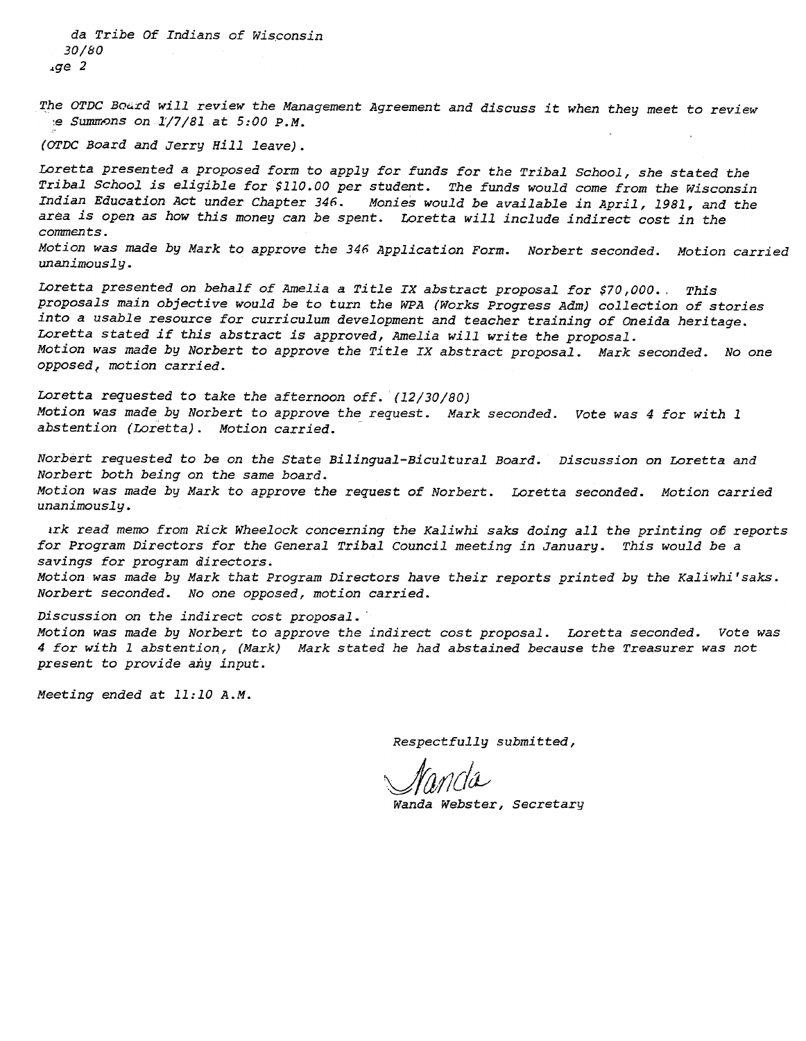The OTDC Board will review the Management Agreement and discuss it when they meet to review ‿e Summons on 1/7/81 at 5:00 P.M.

(OTDC Board and Jerry Hill leave).

Loretta presented a proposed form to apply for funds for the Tribal School, she stated the Tribal School is eligible for $110.00 per student. The funds would come from the Wisconsin Indian Education Act under Chapter 346. Monies would be available in April, 1981, and the area is open as how this money can be spent. Loretta will include indirect cost in the comments.
Motion was made by Mark to approve the 346 Application Form. Norbert seconded. Motion carried unanimously.

Loretta presented on behalf of Amelia a Title IX abstract proposal for $70,000. This proposals main objective would be to turn the WPA (Works Progress Adm) collection of stories into a usable resource for curriculum development and teacher training of Oneida heritage. Loretta stated if this abstract is approved, Amelia will write the proposal.
Motion was made by Norbert to approve the Title IX abstract proposal. Mark seconded. No one opposed, motion carried.

Loretta requested to take the afternoon off. (12/30/80)
Motion was made by Norbert to approve the request. Mark seconded. Vote was 4 for with 1 abstention (Loretta). Motion carried.

Norbert requested to be on the State Bilingual-Bicultural Board. Discussion on Loretta and Norbert both being on the same board.
Motion was made by Mark to approve the request of Norbert. Loretta seconded. Motion carried unanimously.

ırk read memo from Rick Wheelock concerning the Kaliwhi saks doing all the printing of reports for Program Directors for the General Tribal Council meeting in January. This would be a savings for program directors.
Motion was made by Mark that Program Directors have their reports printed by the Kaliwhi'saks. Norbert seconded. No one opposed, motion carried.

Discussion on the indirect cost proposal.
Motion was made by Norbert to approve the indirect cost proposal. Loretta seconded. Vote was 4 for with 1 abstention, (Mark) Mark stated he had abstained because the Treasurer was not present to provide any input.

Meeting ended at 11:10 A.M.

Respectfully submitted,

Wanda

Wanda Webster, Secretary